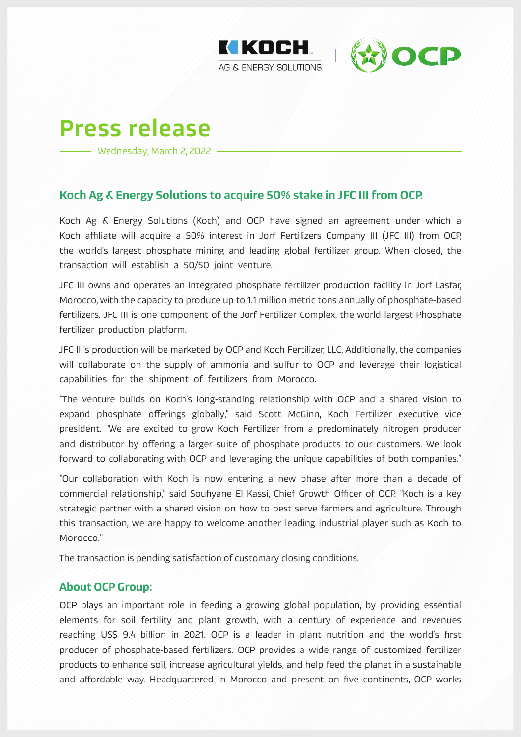# Press release

Wednesday, March 2, 2022

## Koch Ag & Energy Solutions to acquire 50% stake in JFC III from OCP.

Koch Ag & Energy Solutions (Koch) and OCP have signed an agreement under which a Koch affiliate will acquire a 50% interest in Jorf Fertilizers Company III (JFC III) from OCP, the world's largest phosphate mining and leading global fertilizer group. When closed, the transaction will establish a 50/50 joint venture.

JFC III owns and operates an integrated phosphate fertilizer production facility in Jorf Lasfar, Morocco, with the capacity to produce up to 1.1 million metric tons annually of phosphate-based fertilizers. JFC III is one component of the Jorf Fertilizer Complex, the world largest Phosphate fertilizer production platform.

JFC III's production will be marketed by OCP and Koch Fertilizer, LLC. Additionally, the companies will collaborate on the supply of ammonia and sulfur to OCP and leverage their logistical capabilities for the shipment of fertilizers from Morocco.

"The venture builds on Koch's long-standing relationship with OCP and a shared vision to expand phosphate offerings globally," said Scott McGinn, Koch Fertilizer executive vice president. "We are excited to grow Koch Fertilizer from a predominately nitrogen producer and distributor by offering a larger suite of phosphate products to our customers. We look forward to collaborating with OCP and leveraging the unique capabilities of both companies."

"Our collaboration with Koch is now entering a new phase after more than a decade of commercial relationship," said Soufiyane El Kassi, Chief Growth Officer of OCP. "Koch is a key strategic partner with a shared vision on how to best serve farmers and agriculture. Through this transaction, we are happy to welcome another leading industrial player such as Koch to Morocco."

The transaction is pending satisfaction of customary closing conditions.

## About OCP Group:

OCP plays an important role in feeding a growing global population, by providing essential elements for soil fertility and plant growth, with a century of experience and revenues reaching US$ 9.4 billion in 2021. OCP is a leader in plant nutrition and the world's first producer of phosphate-based fertilizers. OCP provides a wide range of customized fertilizer products to enhance soil, increase agricultural yields, and help feed the planet in a sustainable and affordable way. Headquartered in Morocco and present on five continents, OCP works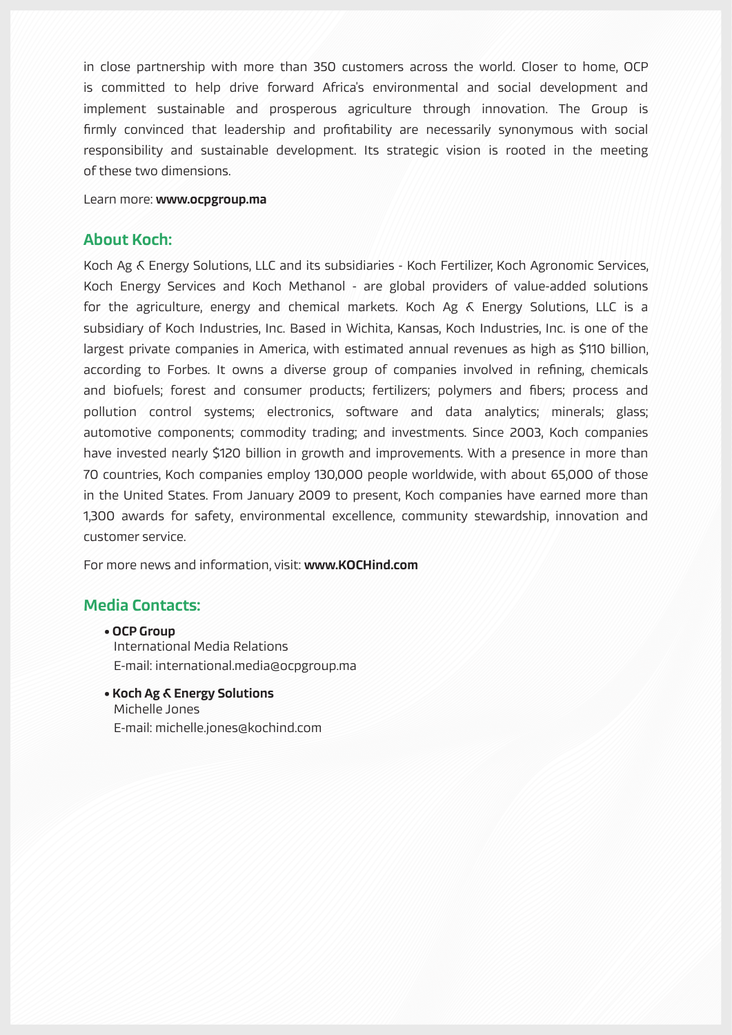in close partnership with more than 350 customers across the world. Closer to home, OCP is committed to help drive forward Africa's environmental and social development and implement sustainable and prosperous agriculture through innovation. The Group is firmly convinced that leadership and profitability are necessarily synonymous with social responsibility and sustainable development. Its strategic vision is rooted in the meeting of these two dimensions.

Learn more: **www.ocpgroup.ma**

## About Koch:

Koch Ag & Energy Solutions, LLC and its subsidiaries - Koch Fertilizer, Koch Agronomic Services, Koch Energy Services and Koch Methanol - are global providers of value-added solutions for the agriculture, energy and chemical markets. Koch Ag & Energy Solutions, LLC is a subsidiary of Koch Industries, Inc. Based in Wichita, Kansas, Koch Industries, Inc. is one of the largest private companies in America, with estimated annual revenues as high as $110 billion, according to Forbes. It owns a diverse group of companies involved in refining, chemicals and biofuels; forest and consumer products; fertilizers; polymers and fibers; process and pollution control systems; electronics, software and data analytics; minerals; glass; automotive components; commodity trading; and investments. Since 2003, Koch companies have invested nearly $120 billion in growth and improvements. With a presence in more than 70 countries, Koch companies employ 130,000 people worldwide, with about 65,000 of those in the United States. From January 2009 to present, Koch companies have earned more than 1,300 awards for safety, environmental excellence, community stewardship, innovation and customer service.

For more news and information, visit: **www.KOCHind.com**

## Media Contacts:

- **OCP Group**
  International Media Relations
  E-mail: international.media@ocpgroup.ma

- **Koch Ag & Energy Solutions**
  Michelle Jones
  E-mail: michelle.jones@kochind.com